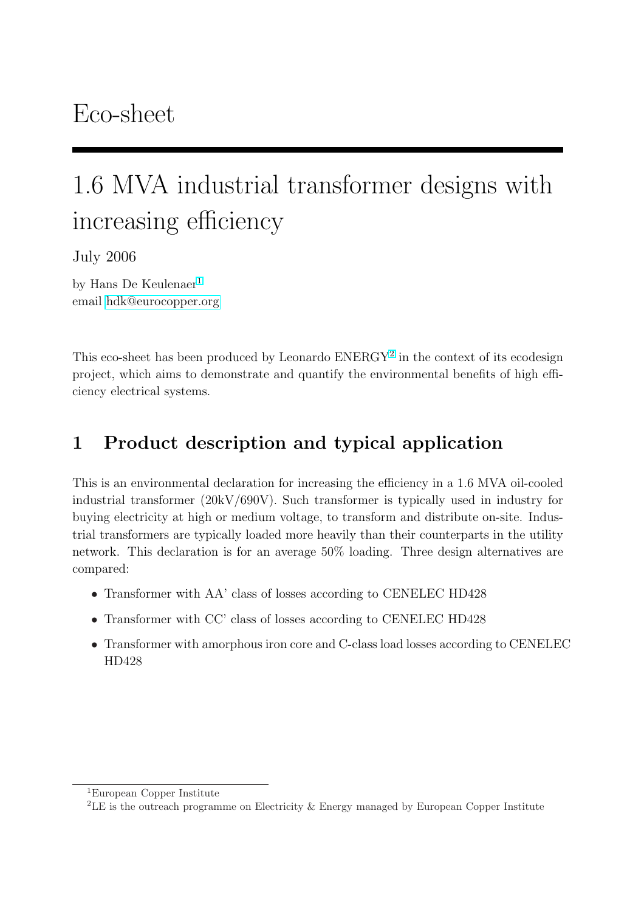# Eco-sheet

# 1.6 MVA industrial transformer designs with increasing efficiency

July 2006

by Hans De Keulenaer[1]
email hdk@eurocopper.org

This eco-sheet has been produced by Leonardo ENERGY[2] in the context of its ecodesign project, which aims to demonstrate and quantify the environmental benefits of high efficiency electrical systems.

## 1 Product description and typical application

This is an environmental declaration for increasing the efficiency in a 1.6 MVA oil-cooled industrial transformer (20kV/690V). Such transformer is typically used in industry for buying electricity at high or medium voltage, to transform and distribute on-site. Industrial transformers are typically loaded more heavily than their counterparts in the utility network. This declaration is for an average 50% loading. Three design alternatives are compared:

- Transformer with AA' class of losses according to CENELEC HD428
- Transformer with CC' class of losses according to CENELEC HD428
- Transformer with amorphous iron core and C-class load losses according to CENELEC HD428

[1] European Copper Institute

[2] LE is the outreach programme on Electricity & Energy managed by European Copper Institute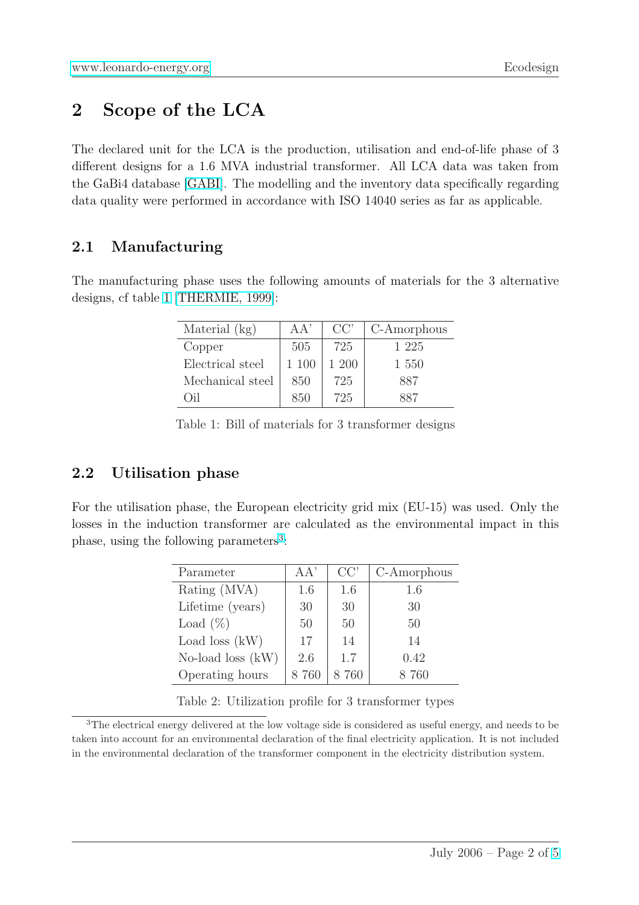## 2 Scope of the LCA

The declared unit for the LCA is the production, utilisation and end-of-life phase of 3 different designs for a 1.6 MVA industrial transformer. All LCA data was taken from the GaBi4 database [GABI]. The modelling and the inventory data specifically regarding data quality were performed in accordance with ISO 14040 series as far as applicable.

### 2.1 Manufacturing

The manufacturing phase uses the following amounts of materials for the 3 alternative designs, cf table 1 [THERMIE, 1999]:

| Material (kg) | AA' | CC' | C-Amorphous |
|---|---|---|---|
| Copper | 505 | 725 | 1 225 |
| Electrical steel | 1 100 | 1 200 | 1 550 |
| Mechanical steel | 850 | 725 | 887 |
| Oil | 850 | 725 | 887 |

Table 1: Bill of materials for 3 transformer designs

### 2.2 Utilisation phase

For the utilisation phase, the European electricity grid mix (EU-15) was used. Only the losses in the induction transformer are calculated as the environmental impact in this phase, using the following parameters[3]:

| Parameter | AA' | CC' | C-Amorphous |
|---|---|---|---|
| Rating (MVA) | 1.6 | 1.6 | 1.6 |
| Lifetime (years) | 30 | 30 | 30 |
| Load (%) | 50 | 50 | 50 |
| Load loss (kW) | 17 | 14 | 14 |
| No-load loss (kW) | 2.6 | 1.7 | 0.42 |
| Operating hours | 8 760 | 8 760 | 8 760 |

Table 2: Utilization profile for 3 transformer types

[3]The electrical energy delivered at the low voltage side is considered as useful energy, and needs to be taken into account for an environmental declaration of the final electricity application. It is not included in the environmental declaration of the transformer component in the electricity distribution system.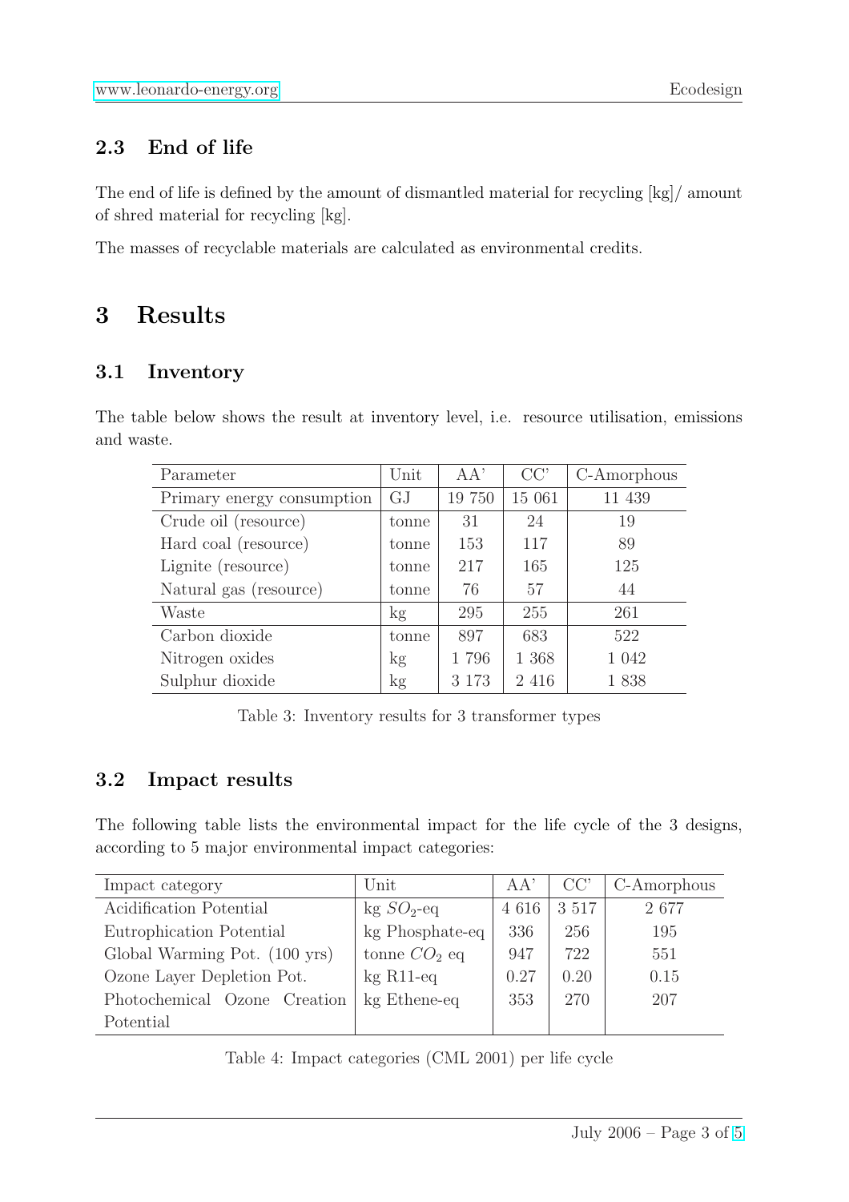## 2.3 End of life

The end of life is defined by the amount of dismantled material for recycling [kg]/ amount of shred material for recycling [kg].

The masses of recyclable materials are calculated as environmental credits.

# 3 Results

## 3.1 Inventory

The table below shows the result at inventory level, i.e. resource utilisation, emissions and waste.

| Parameter | Unit | AA' | CC' | C-Amorphous |
|---|---|---|---|---|
| Primary energy consumption | GJ | 19 750 | 15 061 | 11 439 |
| Crude oil (resource) | tonne | 31 | 24 | 19 |
| Hard coal (resource) | tonne | 153 | 117 | 89 |
| Lignite (resource) | tonne | 217 | 165 | 125 |
| Natural gas (resource) | tonne | 76 | 57 | 44 |
| Waste | kg | 295 | 255 | 261 |
| Carbon dioxide | tonne | 897 | 683 | 522 |
| Nitrogen oxides | kg | 1 796 | 1 368 | 1 042 |
| Sulphur dioxide | kg | 3 173 | 2 416 | 1 838 |

Table 3: Inventory results for 3 transformer types

## 3.2 Impact results

The following table lists the environmental impact for the life cycle of the 3 designs, according to 5 major environmental impact categories:

| Impact category | Unit | AA' | CC' | C-Amorphous |
|---|---|---|---|---|
| Acidification Potential | kg $SO_2$-eq | 4 616 | 3 517 | 2 677 |
| Eutrophication Potential | kg Phosphate-eq | 336 | 256 | 195 |
| Global Warming Pot. (100 yrs) | tonne $CO_2$ eq | 947 | 722 | 551 |
| Ozone Layer Depletion Pot. | kg R11-eq | 0.27 | 0.20 | 0.15 |
| Photochemical Ozone Creation Potential | kg Ethene-eq | 353 | 270 | 207 |

Table 4: Impact categories (CML 2001) per life cycle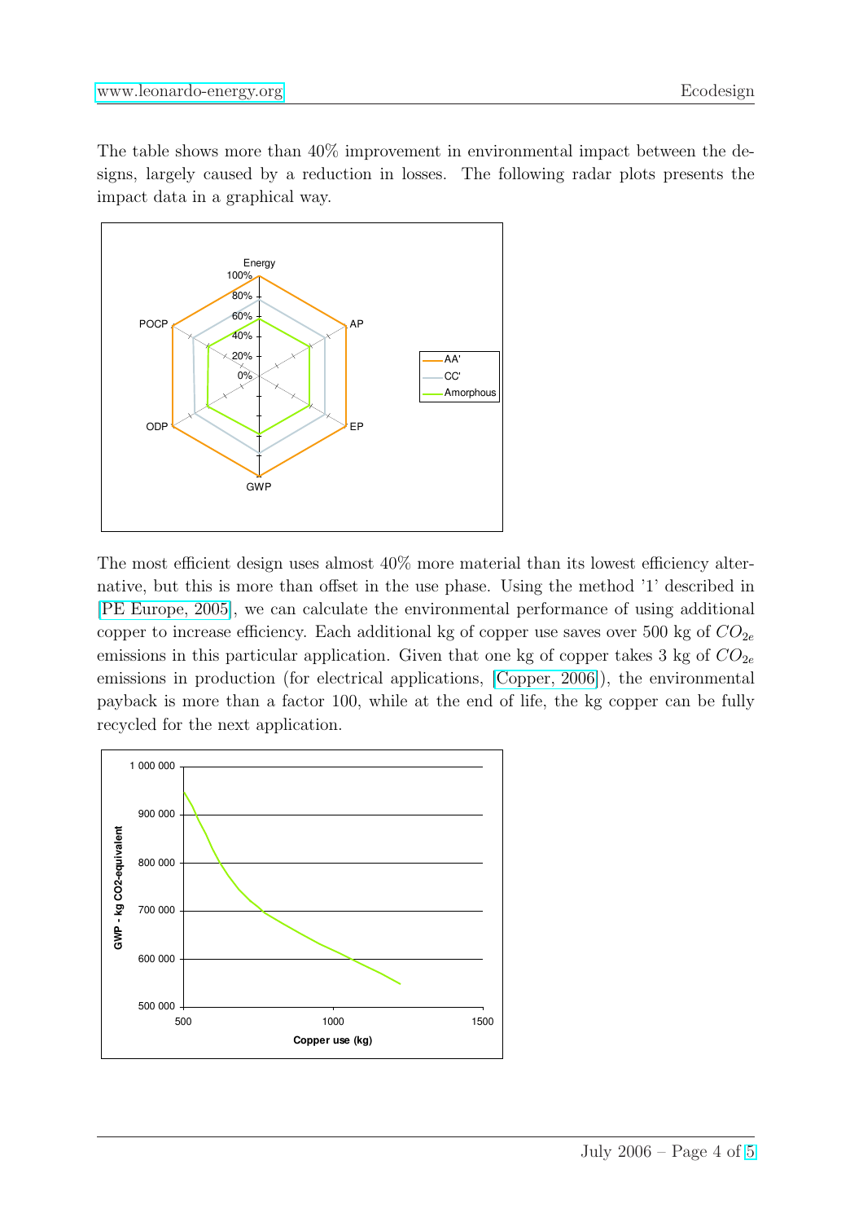The table shows more than 40% improvement in environmental impact between the designs, largely caused by a reduction in losses. The following radar plots presents the impact data in a graphical way.

The most efficient design uses almost 40% more material than its lowest efficiency alternative, but this is more than offset in the use phase. Using the method '1' described in [PE Europe, 2005], we can calculate the environmental performance of using additional copper to increase efficiency. Each additional kg of copper use saves over 500 kg of $CO_{2e}$ emissions in this particular application. Given that one kg of copper takes 3 kg of $CO_{2e}$ emissions in production (for electrical applications, [Copper, 2006]), the environmental payback is more than a factor 100, while at the end of life, the kg copper can be fully recycled for the next application.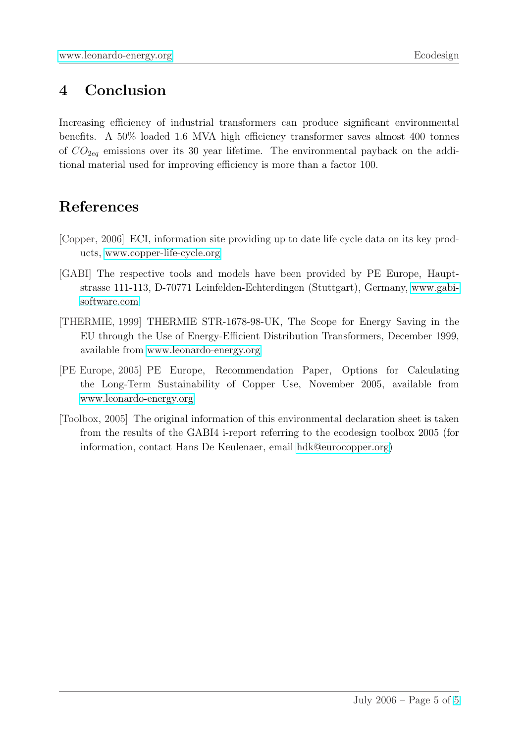# 4 Conclusion

Increasing efficiency of industrial transformers can produce significant environmental benefits. A 50% loaded 1.6 MVA high efficiency transformer saves almost 400 tonnes of $CO_{2eq}$ emissions over its 30 year lifetime. The environmental payback on the additional material used for improving efficiency is more than a factor 100.

# References

[Copper, 2006] ECI, information site providing up to date life cycle data on its key products, www.copper-life-cycle.org

[GABI] The respective tools and models have been provided by PE Europe, Hauptstrasse 111-113, D-70771 Leinfelden-Echterdingen (Stuttgart), Germany, www.gabi-software.com

[THERMIE, 1999] THERMIE STR-1678-98-UK, The Scope for Energy Saving in the EU through the Use of Energy-Efficient Distribution Transformers, December 1999, available from www.leonardo-energy.org

[PE Europe, 2005] PE Europe, Recommendation Paper, Options for Calculating the Long-Term Sustainability of Copper Use, November 2005, available from www.leonardo-energy.org

[Toolbox, 2005] The original information of this environmental declaration sheet is taken from the results of the GABI4 i-report referring to the ecodesign toolbox 2005 (for information, contact Hans De Keulenaer, email hdk@eurocopper.org)